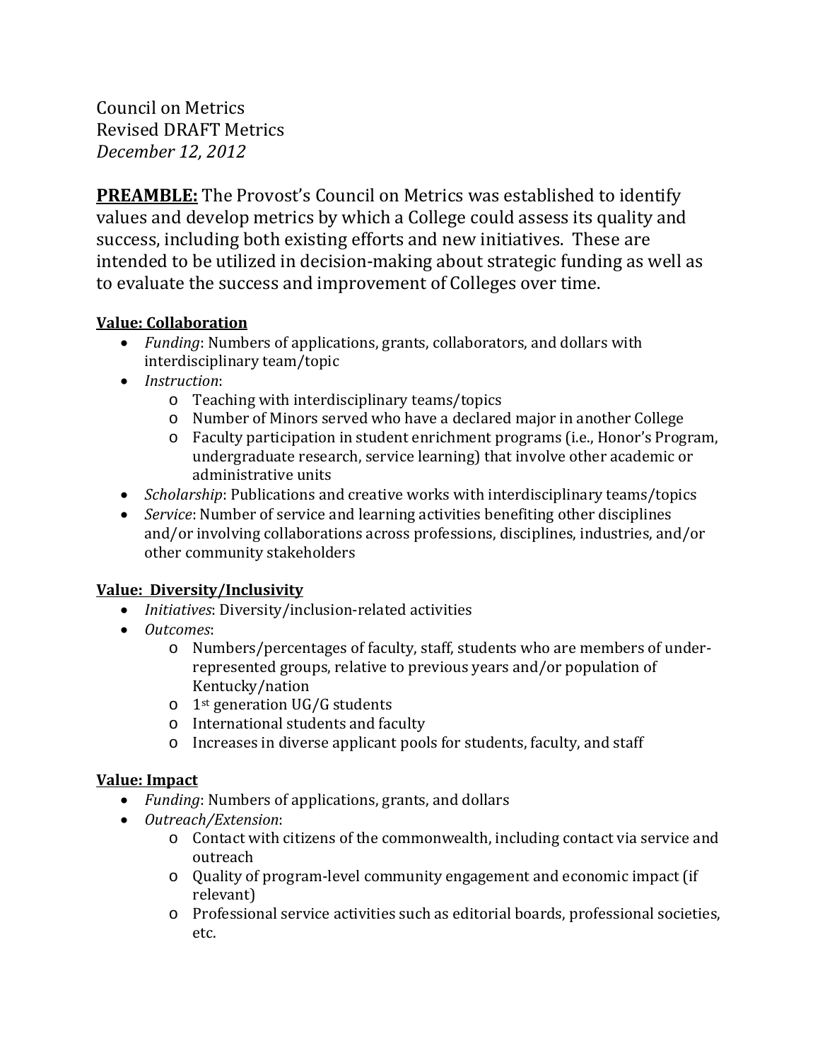Council on Metrics
Revised DRAFT Metrics
*December 12, 2012*

**PREAMBLE:** The Provost's Council on Metrics was established to identify values and develop metrics by which a College could assess its quality and success, including both existing efforts and new initiatives. These are intended to be utilized in decision-making about strategic funding as well as to evaluate the success and improvement of Colleges over time.

**Value: Collaboration**

- *Funding*: Numbers of applications, grants, collaborators, and dollars with interdisciplinary team/topic
- *Instruction*:
  - Teaching with interdisciplinary teams/topics
  - Number of Minors served who have a declared major in another College
  - Faculty participation in student enrichment programs (i.e., Honor's Program, undergraduate research, service learning) that involve other academic or administrative units
- *Scholarship*: Publications and creative works with interdisciplinary teams/topics
- *Service*: Number of service and learning activities benefiting other disciplines and/or involving collaborations across professions, disciplines, industries, and/or other community stakeholders

**Value: Diversity/Inclusivity**

- *Initiatives*: Diversity/inclusion-related activities
- *Outcomes*:
  - Numbers/percentages of faculty, staff, students who are members of under-represented groups, relative to previous years and/or population of Kentucky/nation
  - 1st generation UG/G students
  - International students and faculty
  - Increases in diverse applicant pools for students, faculty, and staff

**Value: Impact**

- *Funding*: Numbers of applications, grants, and dollars
- *Outreach/Extension*:
  - Contact with citizens of the commonwealth, including contact via service and outreach
  - Quality of program-level community engagement and economic impact (if relevant)
  - Professional service activities such as editorial boards, professional societies, etc.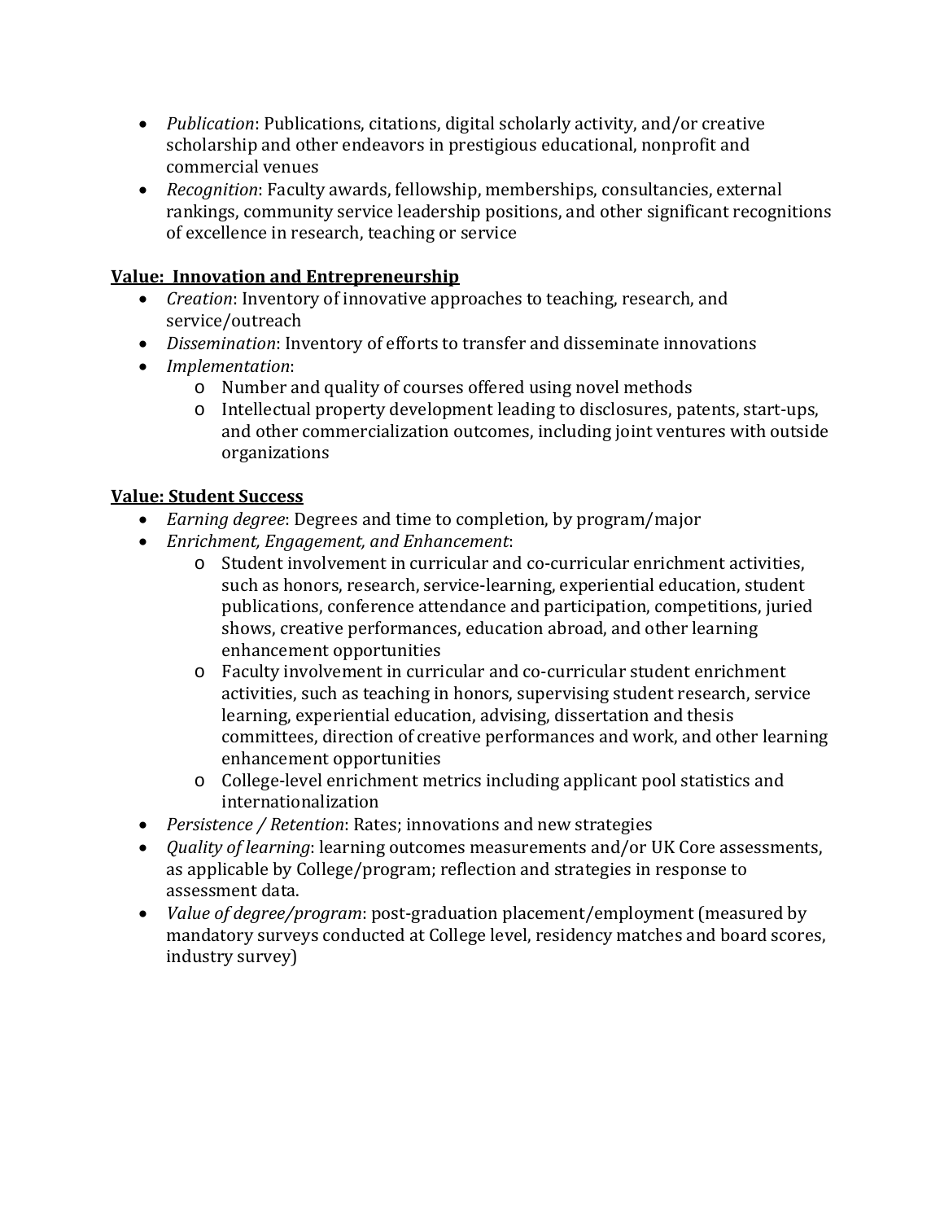- *Publication*: Publications, citations, digital scholarly activity, and/or creative scholarship and other endeavors in prestigious educational, nonprofit and commercial venues
- *Recognition*: Faculty awards, fellowship, memberships, consultancies, external rankings, community service leadership positions, and other significant recognitions of excellence in research, teaching or service

**<u>Value: Innovation and Entrepreneurship</u>**

- *Creation*: Inventory of innovative approaches to teaching, research, and service/outreach
- *Dissemination*: Inventory of efforts to transfer and disseminate innovations
- *Implementation*:
  - Number and quality of courses offered using novel methods
  - Intellectual property development leading to disclosures, patents, start-ups, and other commercialization outcomes, including joint ventures with outside organizations

**<u>Value: Student Success</u>**

- *Earning degree*: Degrees and time to completion, by program/major
- *Enrichment, Engagement, and Enhancement*:
  - Student involvement in curricular and co-curricular enrichment activities, such as honors, research, service-learning, experiential education, student publications, conference attendance and participation, competitions, juried shows, creative performances, education abroad, and other learning enhancement opportunities
  - Faculty involvement in curricular and co-curricular student enrichment activities, such as teaching in honors, supervising student research, service learning, experiential education, advising, dissertation and thesis committees, direction of creative performances and work, and other learning enhancement opportunities
  - College-level enrichment metrics including applicant pool statistics and internationalization
- *Persistence / Retention*: Rates; innovations and new strategies
- *Quality of learning*: learning outcomes measurements and/or UK Core assessments, as applicable by College/program; reflection and strategies in response to assessment data.
- *Value of degree/program*: post-graduation placement/employment (measured by mandatory surveys conducted at College level, residency matches and board scores, industry survey)